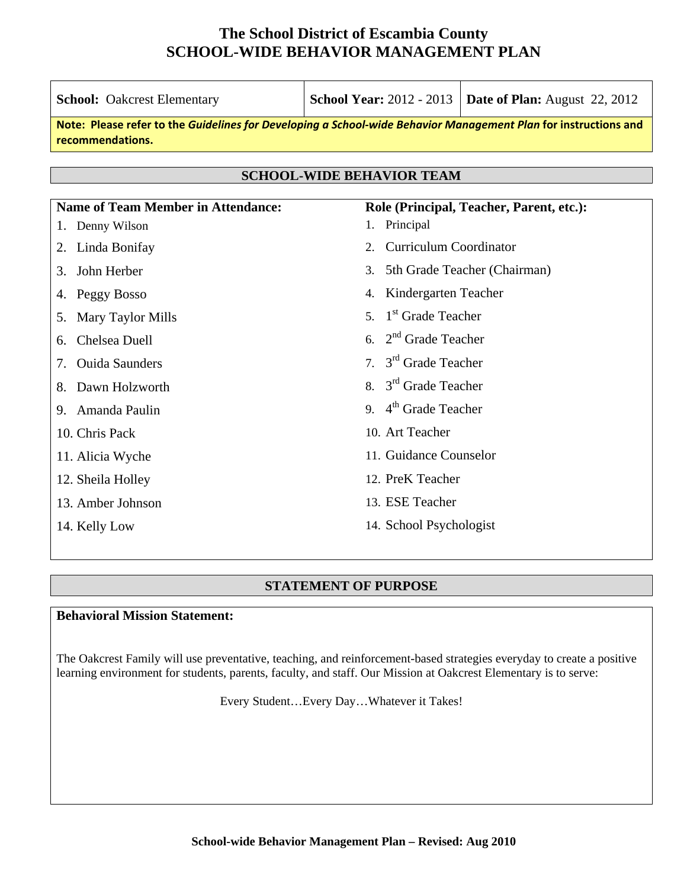# The School District of Escambia County
# SCHOOL-WIDE BEHAVIOR MANAGEMENT PLAN

| **School:** Oakcrest Elementary | **School Year:** 2012 - 2013 | **Date of Plan:** August 22, 2012 |
|---|---|---|

**Note: Please refer to the *Guidelines for Developing a School-wide Behavior Management Plan* for instructions and recommendations.**

## SCHOOL-WIDE BEHAVIOR TEAM

| Name of Team Member in Attendance: | Role (Principal, Teacher, Parent, etc.): |
|---|---|
| 1. Denny Wilson | 1. Principal |
| 2. Linda Bonifay | 2. Curriculum Coordinator |
| 3. John Herber | 3. 5th Grade Teacher (Chairman) |
| 4. Peggy Bosso | 4. Kindergarten Teacher |
| 5. Mary Taylor Mills | 5. 1st Grade Teacher |
| 6. Chelsea Duell | 6. 2nd Grade Teacher |
| 7. Ouida Saunders | 7. 3rd Grade Teacher |
| 8. Dawn Holzworth | 8. 3rd Grade Teacher |
| 9. Amanda Paulin | 9. 4th Grade Teacher |
| 10. Chris Pack | 10. Art Teacher |
| 11. Alicia Wyche | 11. Guidance Counselor |
| 12. Sheila Holley | 12. PreK Teacher |
| 13. Amber Johnson | 13. ESE Teacher |
| 14. Kelly Low | 14. School Psychologist |

## STATEMENT OF PURPOSE

**Behavioral Mission Statement:**

The Oakcrest Family will use preventative, teaching, and reinforcement-based strategies everyday to create a positive learning environment for students, parents, faculty, and staff. Our Mission at Oakcrest Elementary is to serve:

Every Student…Every Day…Whatever it Takes!

**School-wide Behavior Management Plan – Revised: Aug 2010**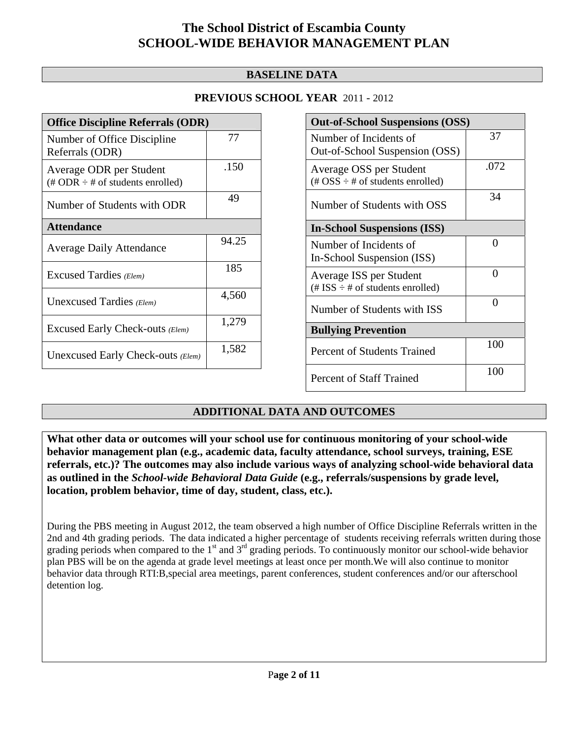# The School District of Escambia County
# SCHOOL-WIDE BEHAVIOR MANAGEMENT PLAN

## BASELINE DATA

### PREVIOUS SCHOOL YEAR 2011 - 2012

| Office Discipline Referrals (ODR) | |
|---|---|
| Number of Office Discipline Referrals (ODR) | 77 |
| Average ODR per Student (# ODR ÷ # of students enrolled) | .150 |
| Number of Students with ODR | 49 |
| **Attendance** | |
| Average Daily Attendance | 94.25 |
| Excused Tardies *(Elem)* | 185 |
| Unexcused Tardies *(Elem)* | 4,560 |
| Excused Early Check-outs *(Elem)* | 1,279 |
| Unexcused Early Check-outs *(Elem)* | 1,582 |

| Out-of-School Suspensions (OSS) | |
|---|---|
| Number of Incidents of Out-of-School Suspension (OSS) | 37 |
| Average OSS per Student (# OSS ÷ # of students enrolled) | .072 |
| Number of Students with OSS | 34 |
| **In-School Suspensions (ISS)** | |
| Number of Incidents of In-School Suspension (ISS) | 0 |
| Average ISS per Student (# ISS ÷ # of students enrolled) | 0 |
| Number of Students with ISS | 0 |
| **Bullying Prevention** | |
| Percent of Students Trained | 100 |
| Percent of Staff Trained | 100 |

## ADDITIONAL DATA AND OUTCOMES

**What other data or outcomes will your school use for continuous monitoring of your school-wide behavior management plan (e.g., academic data, faculty attendance, school surveys, training, ESE referrals, etc.)? The outcomes may also include various ways of analyzing school-wide behavioral data as outlined in the *School-wide Behavioral Data Guide* (e.g., referrals/suspensions by grade level, location, problem behavior, time of day, student, class, etc.).**

During the PBS meeting in August 2012, the team observed a high number of Office Discipline Referrals written in the 2nd and 4th grading periods. The data indicated a higher percentage of students receiving referrals written during those grading periods when compared to the 1st and 3rd grading periods. To continuously monitor our school-wide behavior plan PBS will be on the agenda at grade level meetings at least once per month.We will also continue to monitor behavior data through RTI:B,special area meetings, parent conferences, student conferences and/or our afterschool detention log.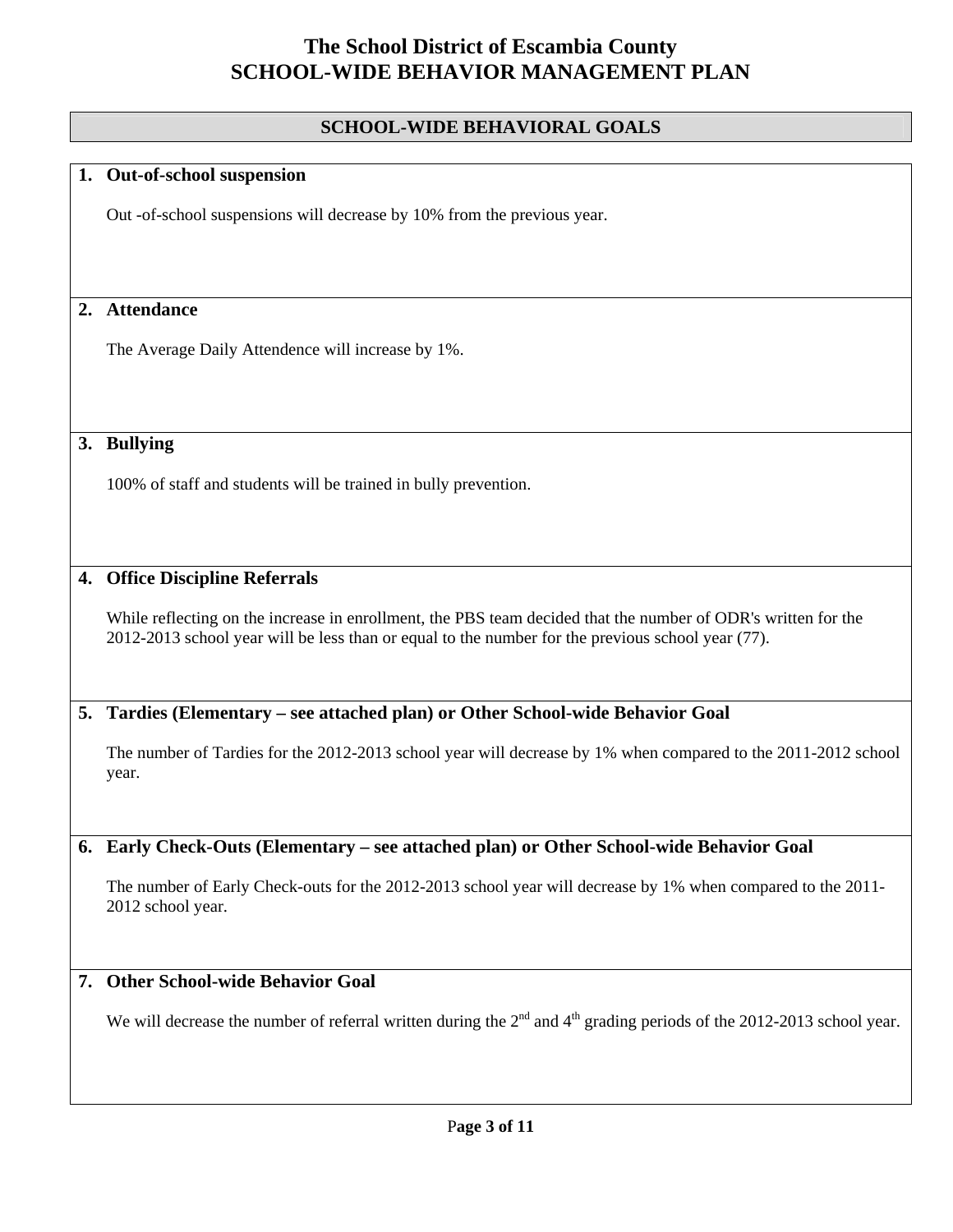# The School District of Escambia County
# SCHOOL-WIDE BEHAVIOR MANAGEMENT PLAN

## SCHOOL-WIDE BEHAVIORAL GOALS

**1. Out-of-school suspension**

Out -of-school suspensions will decrease by 10% from the previous year.

**2. Attendance**

The Average Daily Attendence will increase by 1%.

**3. Bullying**

100% of staff and students will be trained in bully prevention.

**4. Office Discipline Referrals**

While reflecting on the increase in enrollment, the PBS team decided that the number of ODR's written for the 2012-2013 school year will be less than or equal to the number for the previous school year (77).

**5. Tardies (Elementary – see attached plan) or Other School-wide Behavior Goal**

The number of Tardies for the 2012-2013 school year will decrease by 1% when compared to the 2011-2012 school year.

**6. Early Check-Outs (Elementary – see attached plan) or Other School-wide Behavior Goal**

The number of Early Check-outs for the 2012-2013 school year will decrease by 1% when compared to the 2011-2012 school year.

**7. Other School-wide Behavior Goal**

We will decrease the number of referral written during the 2nd and 4th grading periods of the 2012-2013 school year.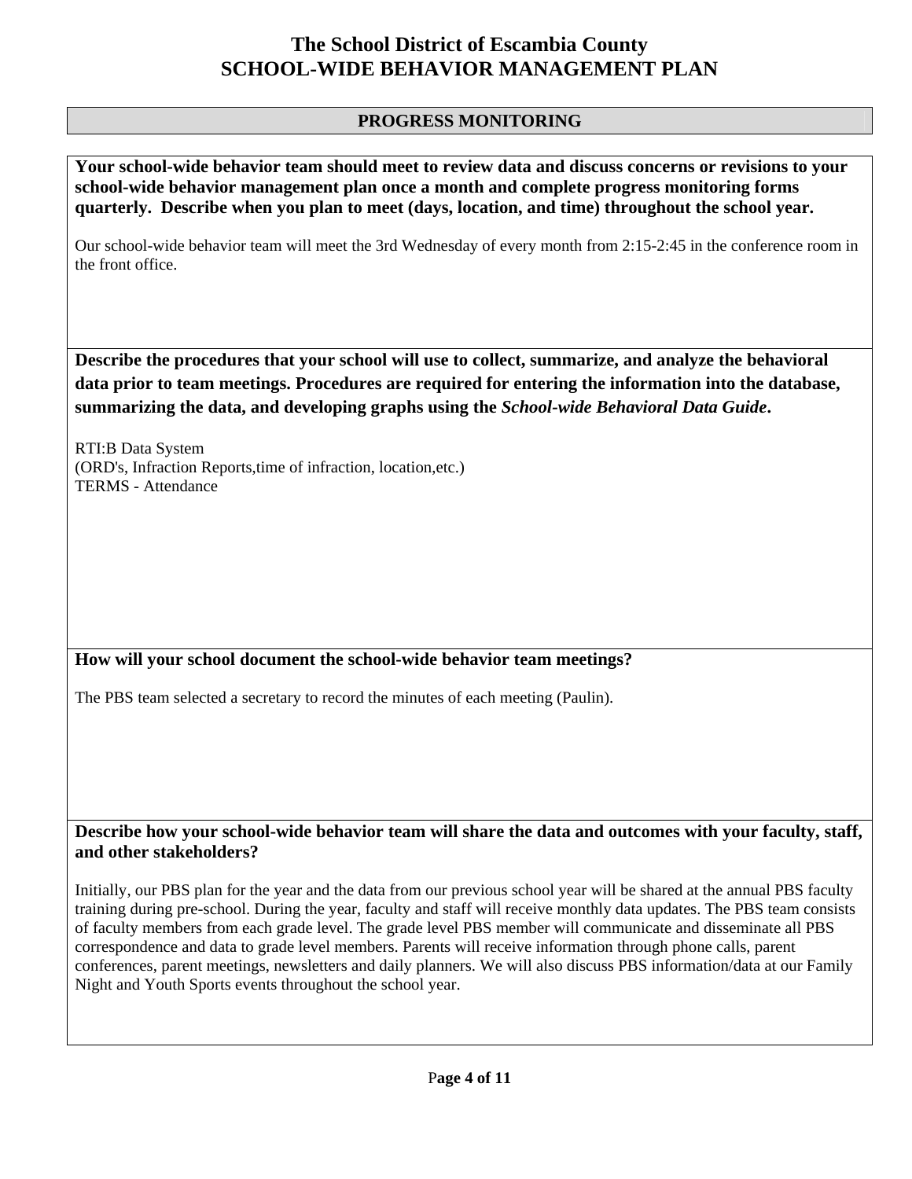# The School District of Escambia County
# SCHOOL-WIDE BEHAVIOR MANAGEMENT PLAN

## PROGRESS MONITORING

**Your school-wide behavior team should meet to review data and discuss concerns or revisions to your school-wide behavior management plan once a month and complete progress monitoring forms quarterly. Describe when you plan to meet (days, location, and time) throughout the school year.**

Our school-wide behavior team will meet the 3rd Wednesday of every month from 2:15-2:45 in the conference room in the front office.

**Describe the procedures that your school will use to collect, summarize, and analyze the behavioral data prior to team meetings. Procedures are required for entering the information into the database, summarizing the data, and developing graphs using the *School-wide Behavioral Data Guide*.**

RTI:B Data System
(ORD's, Infraction Reports,time of infraction, location,etc.)
TERMS - Attendance

**How will your school document the school-wide behavior team meetings?**

The PBS team selected a secretary to record the minutes of each meeting (Paulin).

**Describe how your school-wide behavior team will share the data and outcomes with your faculty, staff, and other stakeholders?**

Initially, our PBS plan for the year and the data from our previous school year will be shared at the annual PBS faculty training during pre-school. During the year, faculty and staff will receive monthly data updates. The PBS team consists of faculty members from each grade level. The grade level PBS member will communicate and disseminate all PBS correspondence and data to grade level members. Parents will receive information through phone calls, parent conferences, parent meetings, newsletters and daily planners. We will also discuss PBS information/data at our Family Night and Youth Sports events throughout the school year.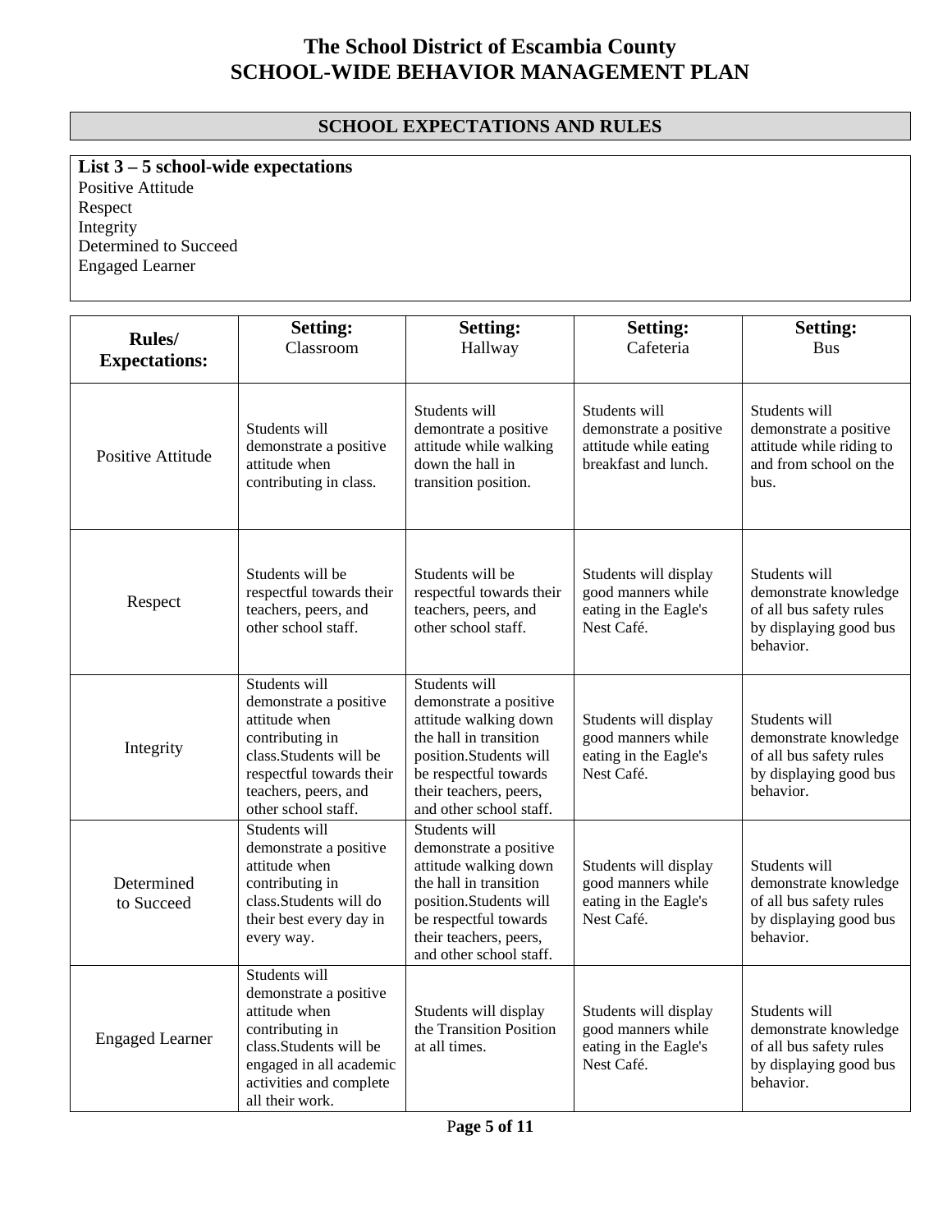# The School District of Escambia County
# SCHOOL-WIDE BEHAVIOR MANAGEMENT PLAN

## SCHOOL EXPECTATIONS AND RULES

**List 3 – 5 school-wide expectations**

Positive Attitude
Respect
Integrity
Determined to Succeed
Engaged Learner

| **Rules/ Expectations:** | **Setting:** Classroom | **Setting:** Hallway | **Setting:** Cafeteria | **Setting:** Bus |
|---|---|---|---|---|
| Positive Attitude | Students will demonstrate a positive attitude when contributing in class. | Students will demontrate a positive attitude while walking down the hall in transition position. | Students will demonstrate a positive attitude while eating breakfast and lunch. | Students will demonstrate a positive attitude while riding to and from school on the bus. |
| Respect | Students will be respectful towards their teachers, peers, and other school staff. | Students will be respectful towards their teachers, peers, and other school staff. | Students will display good manners while eating in the Eagle's Nest Café. | Students will demonstrate knowledge of all bus safety rules by displaying good bus behavior. |
| Integrity | Students will demonstrate a positive attitude when contributing in class.Students will be respectful towards their teachers, peers, and other school staff. | Students will demonstrate a positive attitude walking down the hall in transition position.Students will be respectful towards their teachers, peers, and other school staff. | Students will display good manners while eating in the Eagle's Nest Café. | Students will demonstrate knowledge of all bus safety rules by displaying good bus behavior. |
| Determined to Succeed | Students will demonstrate a positive attitude when contributing in class.Students will do their best every day in every way. | Students will demonstrate a positive attitude walking down the hall in transition position.Students will be respectful towards their teachers, peers, and other school staff. | Students will display good manners while eating in the Eagle's Nest Café. | Students will demonstrate knowledge of all bus safety rules by displaying good bus behavior. |
| Engaged Learner | Students will demonstrate a positive attitude when contributing in class.Students will be engaged in all academic activities and complete all their work. | Students will display the Transition Position at all times. | Students will display good manners while eating in the Eagle's Nest Café. | Students will demonstrate knowledge of all bus safety rules by displaying good bus behavior. |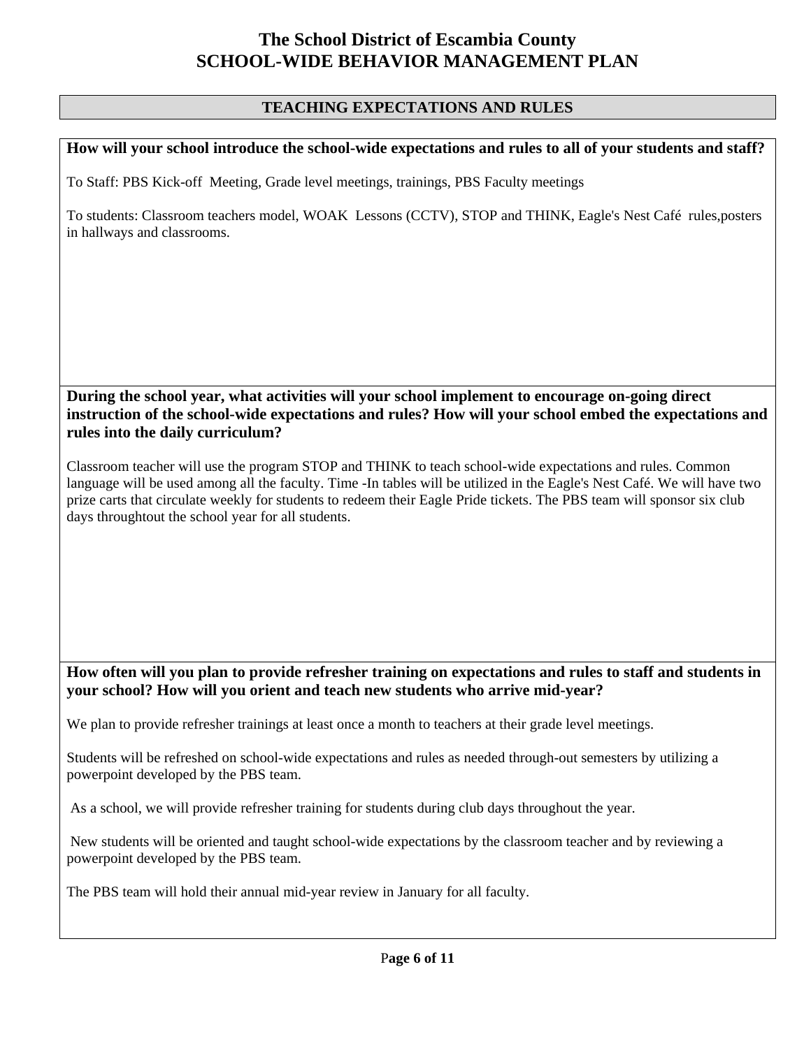# The School District of Escambia County
# SCHOOL-WIDE BEHAVIOR MANAGEMENT PLAN

## TEACHING EXPECTATIONS AND RULES

**How will your school introduce the school-wide expectations and rules to all of your students and staff?**

To Staff: PBS Kick-off Meeting, Grade level meetings, trainings, PBS Faculty meetings

To students: Classroom teachers model, WOAK Lessons (CCTV), STOP and THINK, Eagle's Nest Café rules,posters in hallways and classrooms.

**During the school year, what activities will your school implement to encourage on-going direct instruction of the school-wide expectations and rules? How will your school embed the expectations and rules into the daily curriculum?**

Classroom teacher will use the program STOP and THINK to teach school-wide expectations and rules. Common language will be used among all the faculty. Time -In tables will be utilized in the Eagle's Nest Café. We will have two prize carts that circulate weekly for students to redeem their Eagle Pride tickets. The PBS team will sponsor six club days throughtout the school year for all students.

**How often will you plan to provide refresher training on expectations and rules to staff and students in your school? How will you orient and teach new students who arrive mid-year?**

We plan to provide refresher trainings at least once a month to teachers at their grade level meetings.

Students will be refreshed on school-wide expectations and rules as needed through-out semesters by utilizing a powerpoint developed by the PBS team.

As a school, we will provide refresher training for students during club days throughout the year.

New students will be oriented and taught school-wide expectations by the classroom teacher and by reviewing a powerpoint developed by the PBS team.

The PBS team will hold their annual mid-year review in January for all faculty.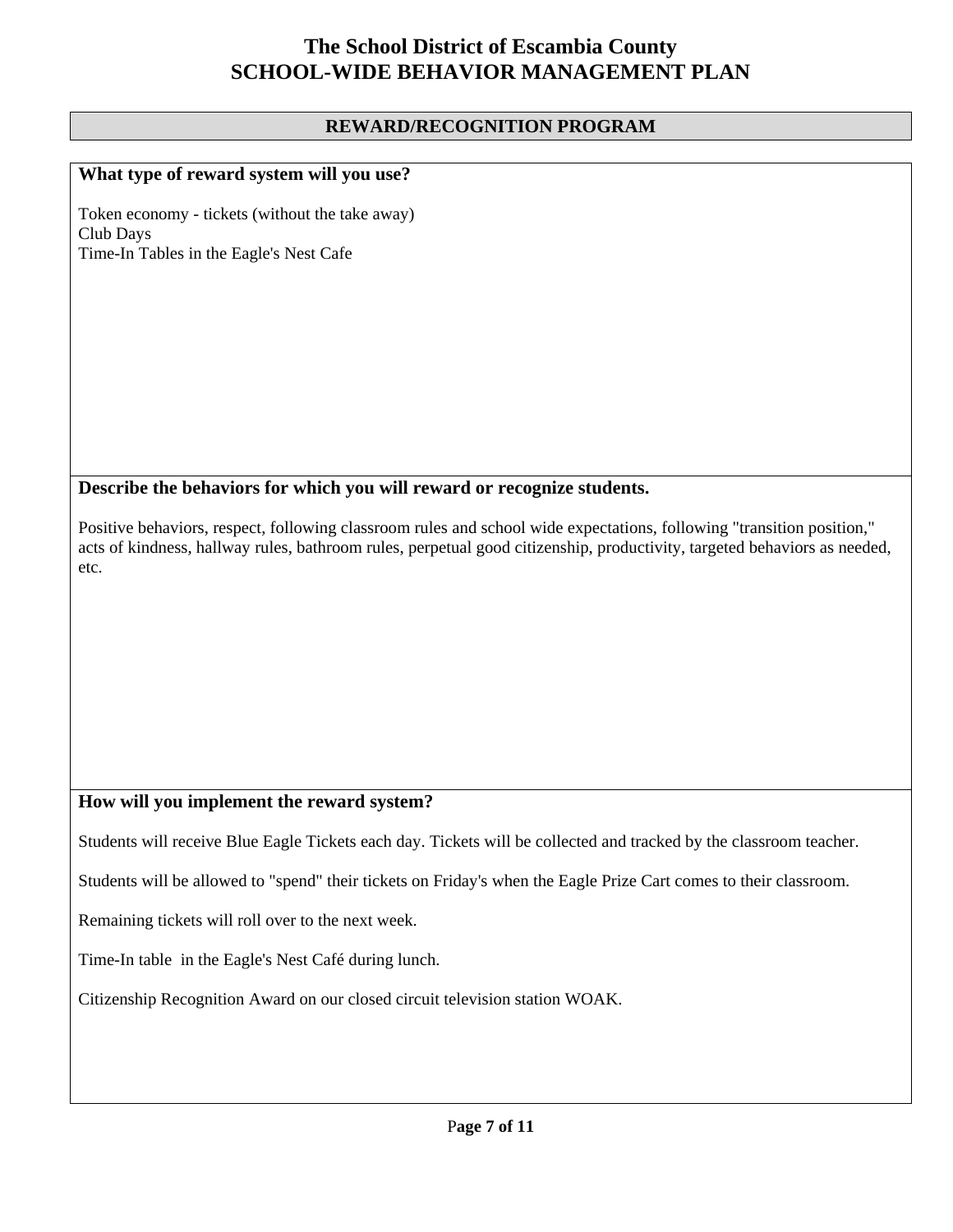# The School District of Escambia County
# SCHOOL-WIDE BEHAVIOR MANAGEMENT PLAN

## REWARD/RECOGNITION PROGRAM

### What type of reward system will you use?

Token economy - tickets (without the take away)
Club Days
Time-In Tables in the Eagle's Nest Cafe

### Describe the behaviors for which you will reward or recognize students.

Positive behaviors, respect, following classroom rules and school wide expectations, following "transition position," acts of kindness, hallway rules, bathroom rules, perpetual good citizenship, productivity, targeted behaviors as needed, etc.

### How will you implement the reward system?

Students will receive Blue Eagle Tickets each day. Tickets will be collected and tracked by the classroom teacher.

Students will be allowed to "spend" their tickets on Friday's when the Eagle Prize Cart comes to their classroom.

Remaining tickets will roll over to the next week.

Time-In table in the Eagle's Nest Café during lunch.

Citizenship Recognition Award on our closed circuit television station WOAK.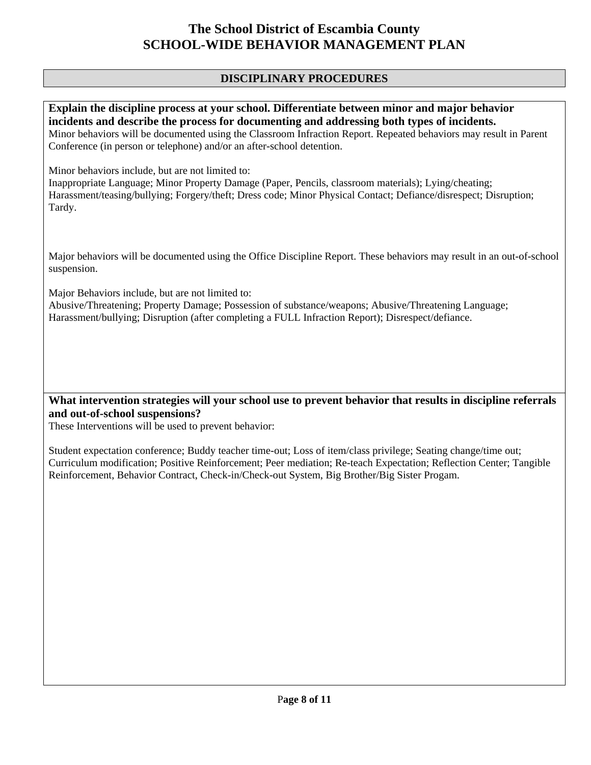# The School District of Escambia County
# SCHOOL-WIDE BEHAVIOR MANAGEMENT PLAN

## DISCIPLINARY PROCEDURES

**Explain the discipline process at your school. Differentiate between minor and major behavior incidents and describe the process for documenting and addressing both types of incidents.**

Minor behaviors will be documented using the Classroom Infraction Report. Repeated behaviors may result in Parent Conference (in person or telephone) and/or an after-school detention.

Minor behaviors include, but are not limited to:
Inappropriate Language; Minor Property Damage (Paper, Pencils, classroom materials); Lying/cheating; Harassment/teasing/bullying; Forgery/theft; Dress code; Minor Physical Contact; Defiance/disrespect; Disruption; Tardy.

Major behaviors will be documented using the Office Discipline Report. These behaviors may result in an out-of-school suspension.

Major Behaviors include, but are not limited to:
Abusive/Threatening; Property Damage; Possession of substance/weapons; Abusive/Threatening Language; Harassment/bullying; Disruption (after completing a FULL Infraction Report); Disrespect/defiance.

**What intervention strategies will your school use to prevent behavior that results in discipline referrals and out-of-school suspensions?**

These Interventions will be used to prevent behavior:

Student expectation conference; Buddy teacher time-out; Loss of item/class privilege; Seating change/time out; Curriculum modification; Positive Reinforcement; Peer mediation; Re-teach Expectation; Reflection Center; Tangible Reinforcement, Behavior Contract, Check-in/Check-out System, Big Brother/Big Sister Progam.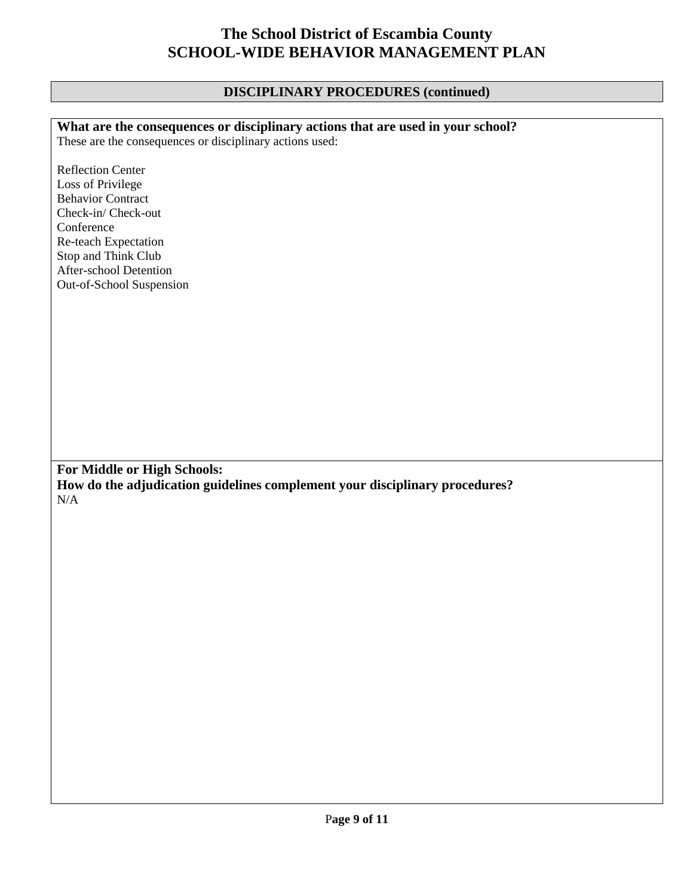# The School District of Escambia County
# SCHOOL-WIDE BEHAVIOR MANAGEMENT PLAN

## DISCIPLINARY PROCEDURES (continued)

**What are the consequences or disciplinary actions that are used in your school?**

These are the consequences or disciplinary actions used:

Reflection Center
Loss of Privilege
Behavior Contract
Check-in/ Check-out
Conference
Re-teach Expectation
Stop and Think Club
After-school Detention
Out-of-School Suspension

**For Middle or High Schools:**
**How do the adjudication guidelines complement your disciplinary procedures?**

N/A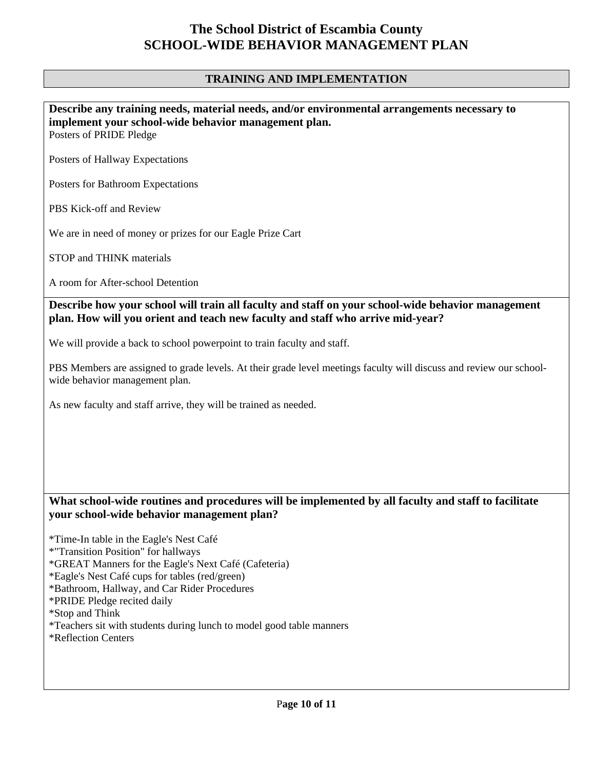# The School District of Escambia County
# SCHOOL-WIDE BEHAVIOR MANAGEMENT PLAN

## TRAINING AND IMPLEMENTATION

**Describe any training needs, material needs, and/or environmental arrangements necessary to implement your school-wide behavior management plan.**

Posters of PRIDE Pledge

Posters of Hallway Expectations

Posters for Bathroom Expectations

PBS Kick-off and Review

We are in need of money or prizes for our Eagle Prize Cart

STOP and THINK materials

A room for After-school Detention

**Describe how your school will train all faculty and staff on your school-wide behavior management plan. How will you orient and teach new faculty and staff who arrive mid-year?**

We will provide a back to school powerpoint to train faculty and staff.

PBS Members are assigned to grade levels. At their grade level meetings faculty will discuss and review our school-wide behavior management plan.

As new faculty and staff arrive, they will be trained as needed.

**What school-wide routines and procedures will be implemented by all faculty and staff to facilitate your school-wide behavior management plan?**

*Time-In table in the Eagle's Nest Café
*"Transition Position" for hallways
*GREAT Manners for the Eagle's Next Café (Cafeteria)
*Eagle's Nest Café cups for tables (red/green)
*Bathroom, Hallway, and Car Rider Procedures
*PRIDE Pledge recited daily
*Stop and Think
*Teachers sit with students during lunch to model good table manners
*Reflection Centers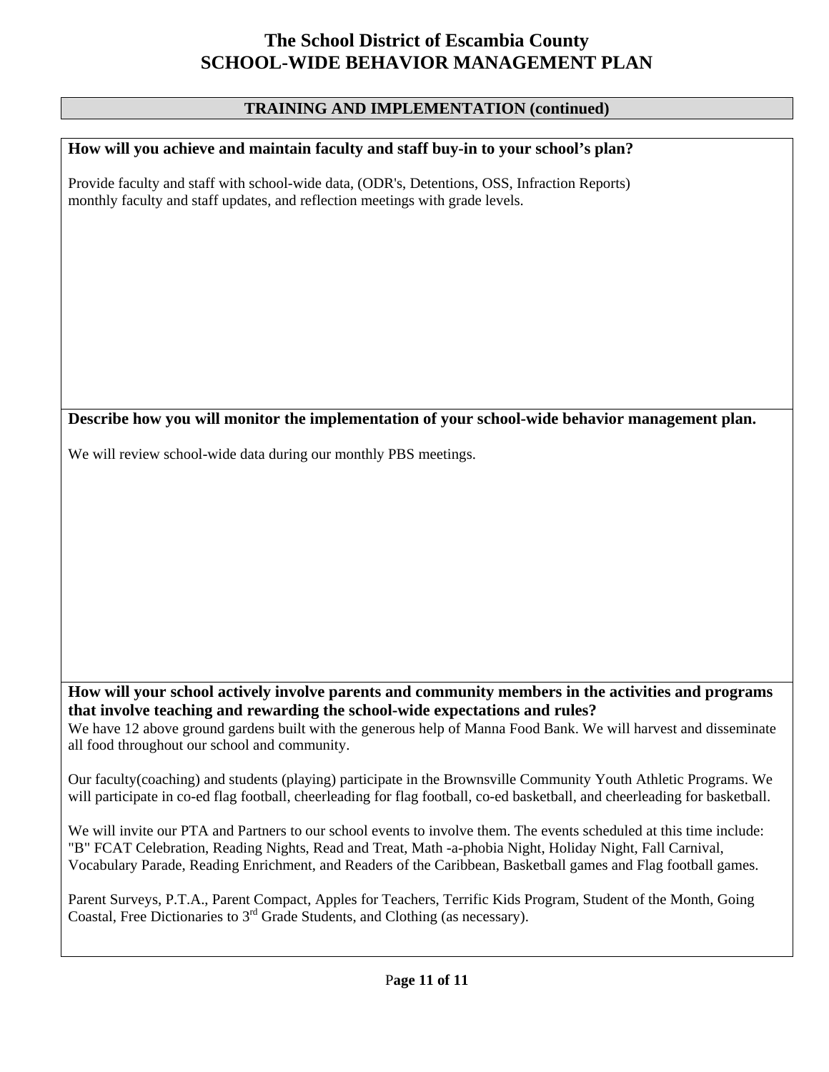# The School District of Escambia County
# SCHOOL-WIDE BEHAVIOR MANAGEMENT PLAN

## TRAINING AND IMPLEMENTATION (continued)

**How will you achieve and maintain faculty and staff buy-in to your school's plan?**

Provide faculty and staff with school-wide data, (ODR's, Detentions, OSS, Infraction Reports) monthly faculty and staff updates, and reflection meetings with grade levels.

**Describe how you will monitor the implementation of your school-wide behavior management plan.**

We will review school-wide data during our monthly PBS meetings.

**How will your school actively involve parents and community members in the activities and programs that involve teaching and rewarding the school-wide expectations and rules?**

We have 12 above ground gardens built with the generous help of Manna Food Bank. We will harvest and disseminate all food throughout our school and community.

Our faculty(coaching) and students (playing) participate in the Brownsville Community Youth Athletic Programs. We will participate in co-ed flag football, cheerleading for flag football, co-ed basketball, and cheerleading for basketball.

We will invite our PTA and Partners to our school events to involve them. The events scheduled at this time include: "B" FCAT Celebration, Reading Nights, Read and Treat, Math -a-phobia Night, Holiday Night, Fall Carnival, Vocabulary Parade, Reading Enrichment, and Readers of the Caribbean, Basketball games and Flag football games.

Parent Surveys, P.T.A., Parent Compact, Apples for Teachers, Terrific Kids Program, Student of the Month, Going Coastal, Free Dictionaries to 3rd Grade Students, and Clothing (as necessary).